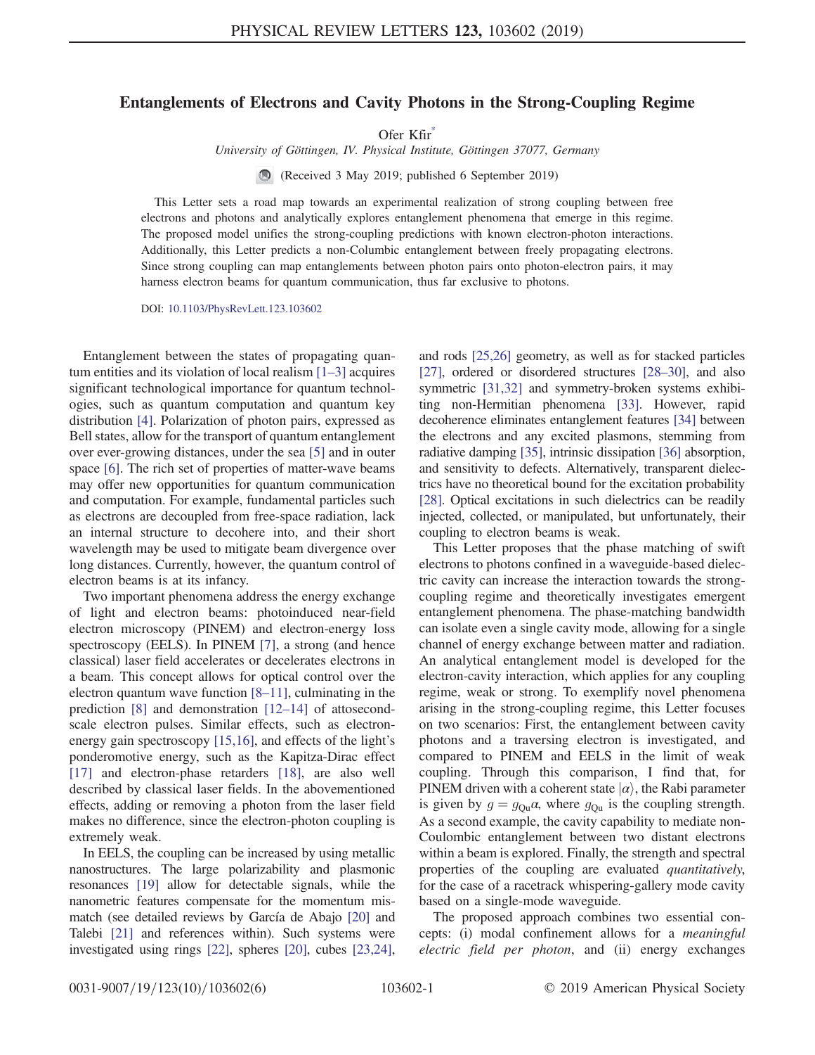# Entanglements of Electrons and Cavity Photons in the Strong-Coupling Regime

Ofer Kfir[*]

*University of Göttingen, IV. Physical Institute, Göttingen 37077, Germany*

(Received 3 May 2019; published 6 September 2019)

This Letter sets a road map towards an experimental realization of strong coupling between free electrons and photons and analytically explores entanglement phenomena that emerge in this regime. The proposed model unifies the strong-coupling predictions with known electron-photon interactions. Additionally, this Letter predicts a non-Columbic entanglement between freely propagating electrons. Since strong coupling can map entanglements between photon pairs onto photon-electron pairs, it may harness electron beams for quantum communication, thus far exclusive to photons.

DOI: 10.1103/PhysRevLett.123.103602

Entanglement between the states of propagating quantum entities and its violation of local realism [1–3] acquires significant technological importance for quantum technologies, such as quantum computation and quantum key distribution [4]. Polarization of photon pairs, expressed as Bell states, allow for the transport of quantum entanglement over ever-growing distances, under the sea [5] and in outer space [6]. The rich set of properties of matter-wave beams may offer new opportunities for quantum communication and computation. For example, fundamental particles such as electrons are decoupled from free-space radiation, lack an internal structure to decohere into, and their short wavelength may be used to mitigate beam divergence over long distances. Currently, however, the quantum control of electron beams is at its infancy.

Two important phenomena address the energy exchange of light and electron beams: photoinduced near-field electron microscopy (PINEM) and electron-energy loss spectroscopy (EELS). In PINEM [7], a strong (and hence classical) laser field accelerates or decelerates electrons in a beam. This concept allows for optical control over the electron quantum wave function [8–11], culminating in the prediction [8] and demonstration [12–14] of attosecond-scale electron pulses. Similar effects, such as electron-energy gain spectroscopy [15,16], and effects of the light's ponderomotive energy, such as the Kapitza-Dirac effect [17] and electron-phase retarders [18], are also well described by classical laser fields. In the abovementioned effects, adding or removing a photon from the laser field makes no difference, since the electron-photon coupling is extremely weak.

In EELS, the coupling can be increased by using metallic nanostructures. The large polarizability and plasmonic resonances [19] allow for detectable signals, while the nanometric features compensate for the momentum mismatch (see detailed reviews by García de Abajo [20] and Talebi [21] and references within). Such systems were investigated using rings [22], spheres [20], cubes [23,24], and rods [25,26] geometry, as well as for stacked particles [27], ordered or disordered structures [28–30], and also symmetric [31,32] and symmetry-broken systems exhibiting non-Hermitian phenomena [33]. However, rapid decoherence eliminates entanglement features [34] between the electrons and any excited plasmons, stemming from radiative damping [35], intrinsic dissipation [36] absorption, and sensitivity to defects. Alternatively, transparent dielectrics have no theoretical bound for the excitation probability [28]. Optical excitations in such dielectrics can be readily injected, collected, or manipulated, but unfortunately, their coupling to electron beams is weak.

This Letter proposes that the phase matching of swift electrons to photons confined in a waveguide-based dielectric cavity can increase the interaction towards the strong-coupling regime and theoretically investigates emergent entanglement phenomena. The phase-matching bandwidth can isolate even a single cavity mode, allowing for a single channel of energy exchange between matter and radiation. An analytical entanglement model is developed for the electron-cavity interaction, which applies for any coupling regime, weak or strong. To exemplify novel phenomena arising in the strong-coupling regime, this Letter focuses on two scenarios: First, the entanglement between cavity photons and a traversing electron is investigated, and compared to PINEM and EELS in the limit of weak coupling. Through this comparison, I find that, for PINEM driven with a coherent state $|\alpha\rangle$, the Rabi parameter is given by $g = g_{\mathrm{Qu}}\alpha$, where $g_{\mathrm{Qu}}$ is the coupling strength. As a second example, the cavity capability to mediate non-Coulombic entanglement between two distant electrons within a beam is explored. Finally, the strength and spectral properties of the coupling are evaluated *quantitatively*, for the case of a racetrack whispering-gallery mode cavity based on a single-mode waveguide.

The proposed approach combines two essential concepts: (i) modal confinement allows for a *meaningful electric field per photon*, and (ii) energy exchanges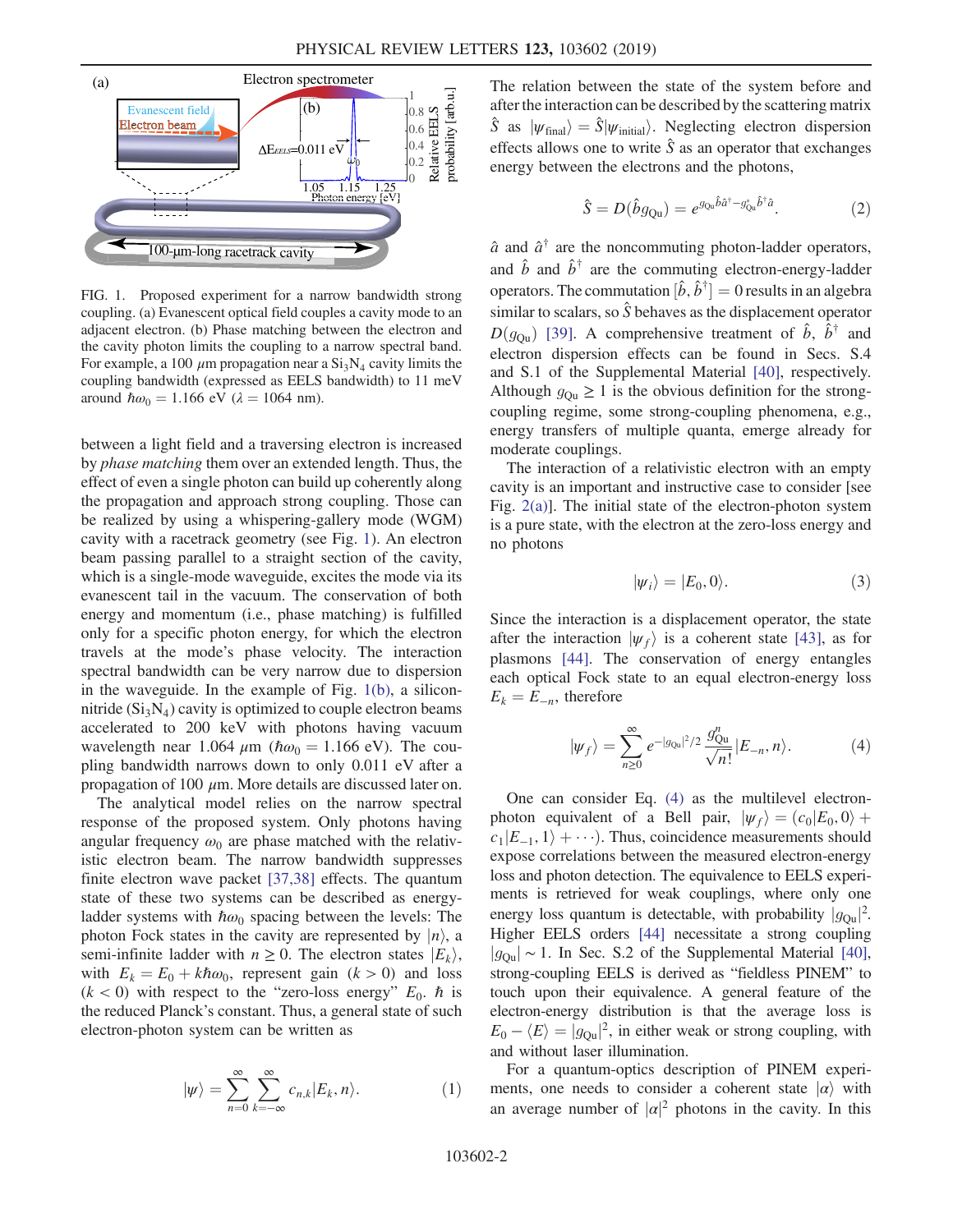FIG. 1. Proposed experiment for a narrow bandwidth strong coupling. (a) Evanescent optical field couples a cavity mode to an adjacent electron. (b) Phase matching between the electron and the cavity photon limits the coupling to a narrow spectral band. For example, a 100 $\mu$m propagation near a $Si_3N_4$ cavity limits the coupling bandwidth (expressed as EELS bandwidth) to 11 meV around $\hbar\omega_0 = 1.166$ eV ($\lambda = 1064$ nm).

between a light field and a traversing electron is increased by *phase matching* them over an extended length. Thus, the effect of even a single photon can build up coherently along the propagation and approach strong coupling. Those can be realized by using a whispering-gallery mode (WGM) cavity with a racetrack geometry (see Fig. 1). An electron beam passing parallel to a straight section of the cavity, which is a single-mode waveguide, excites the mode via its evanescent tail in the vacuum. The conservation of both energy and momentum (i.e., phase matching) is fulfilled only for a specific photon energy, for which the electron travels at the mode's phase velocity. The interaction spectral bandwidth can be very narrow due to dispersion in the waveguide. In the example of Fig. 1(b), a silicon-nitride ($Si_3N_4$) cavity is optimized to couple electron beams accelerated to 200 keV with photons having vacuum wavelength near 1.064 $\mu$m ($\hbar\omega_0 = 1.166$ eV). The coupling bandwidth narrows down to only 0.011 eV after a propagation of 100 $\mu$m. More details are discussed later on.

The analytical model relies on the narrow spectral response of the proposed system. Only photons having angular frequency $\omega_0$ are phase matched with the relativistic electron beam. The narrow bandwidth suppresses finite electron wave packet [37,38] effects. The quantum state of these two systems can be described as energy-ladder systems with $\hbar\omega_0$ spacing between the levels: The photon Fock states in the cavity are represented by $|n\rangle$, a semi-infinite ladder with $n \geq 0$. The electron states $|E_k\rangle$, with $E_k = E_0 + k\hbar\omega_0$, represent gain ($k > 0$) and loss ($k < 0$) with respect to the "zero-loss energy" $E_0$. $\hbar$ is the reduced Planck's constant. Thus, a general state of such electron-photon system can be written as

$$|\psi\rangle = \sum_{n=0}^{\infty} \sum_{k=-\infty}^{\infty} c_{n,k} |E_k, n\rangle. \tag{1}$$

The relation between the state of the system before and after the interaction can be described by the scattering matrix $\hat{S}$ as $|\psi_{\text{final}}\rangle = \hat{S}|\psi_{\text{initial}}\rangle$. Neglecting electron dispersion effects allows one to write $\hat{S}$ as an operator that exchanges energy between the electrons and the photons,

$$\hat{S} = D(\hat{b} g_{\text{Qu}}) = e^{g_{\text{Qu}} \hat{b} \hat{a}^{\dagger} - g_{\text{Qu}}^{*} \hat{b}^{\dagger} \hat{a}}. \tag{2}$$

$\hat{a}$ and $\hat{a}^{\dagger}$ are the noncommuting photon-ladder operators, and $\hat{b}$ and $\hat{b}^{\dagger}$ are the commuting electron-energy-ladder operators. The commutation $[\hat{b}, \hat{b}^{\dagger}] = 0$ results in an algebra similar to scalars, so $\hat{S}$ behaves as the displacement operator $D(g_{\text{Qu}})$ [39]. A comprehensive treatment of $\hat{b}$, $\hat{b}^{\dagger}$ and electron dispersion effects can be found in Secs. S.4 and S.1 of the Supplemental Material [40], respectively. Although $g_{\text{Qu}} \geq 1$ is the obvious definition for the strong-coupling regime, some strong-coupling phenomena, e.g., energy transfers of multiple quanta, emerge already for moderate couplings.

The interaction of a relativistic electron with an empty cavity is an important and instructive case to consider [see Fig. 2(a)]. The initial state of the electron-photon system is a pure state, with the electron at the zero-loss energy and no photons

$$|\psi_i\rangle = |E_0, 0\rangle. \tag{3}$$

Since the interaction is a displacement operator, the state after the interaction $|\psi_f\rangle$ is a coherent state [43], as for plasmons [44]. The conservation of energy entangles each optical Fock state to an equal electron-energy loss $E_k = E_{-n}$, therefore

$$|\psi_f\rangle = \sum_{n \geq 0}^{\infty} e^{-|g_{\text{Qu}}|^2/2} \frac{g_{\text{Qu}}^n}{\sqrt{n!}} |E_{-n}, n\rangle. \tag{4}$$

One can consider Eq. (4) as the multilevel electron-photon equivalent of a Bell pair, $|\psi_f\rangle = (c_0|E_0, 0\rangle + c_1|E_{-1}, 1\rangle + \cdots)$. Thus, coincidence measurements should expose correlations between the measured electron-energy loss and photon detection. The equivalence to EELS experiments is retrieved for weak couplings, where only one energy loss quantum is detectable, with probability $|g_{\text{Qu}}|^2$. Higher EELS orders [44] necessitate a strong coupling $|g_{\text{Qu}}| \sim 1$. In Sec. S.2 of the Supplemental Material [40], strong-coupling EELS is derived as "fieldless PINEM" to touch upon their equivalence. A general feature of the electron-energy distribution is that the average loss is $E_0 - \langle E \rangle = |g_{\text{Qu}}|^2$, in either weak or strong coupling, with and without laser illumination.

For a quantum-optics description of PINEM experiments, one needs to consider a coherent state $|\alpha\rangle$ with an average number of $|\alpha|^2$ photons in the cavity. In this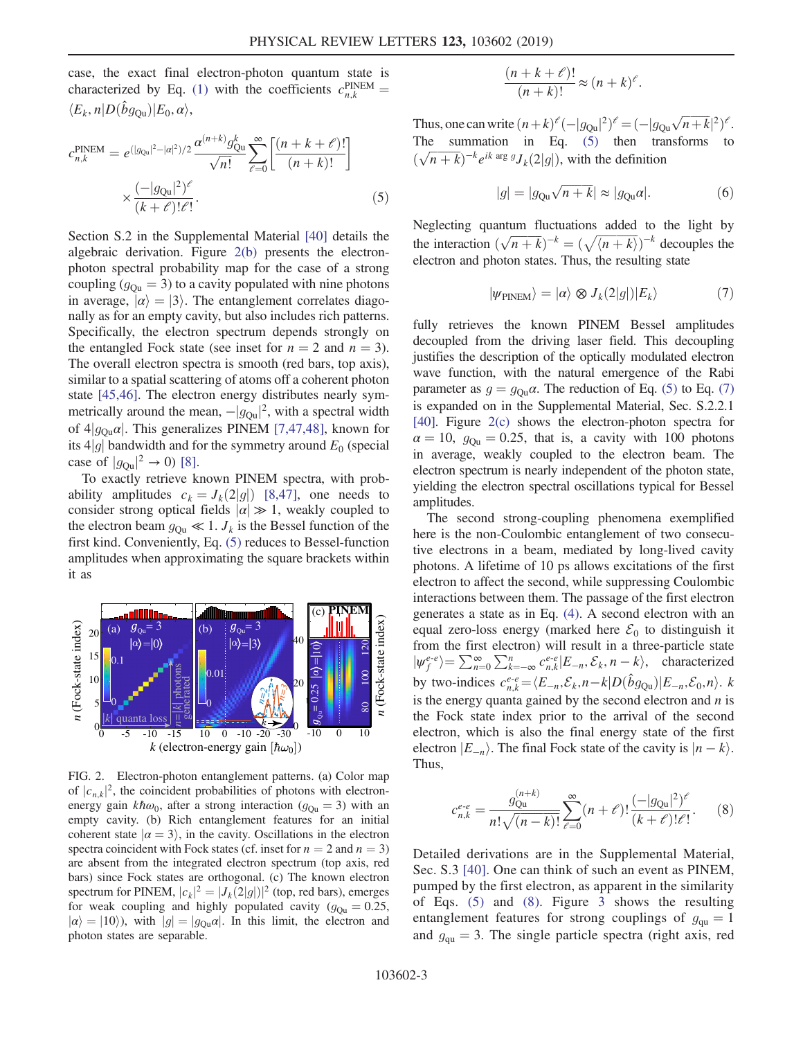case, the exact final electron-photon quantum state is characterized by Eq. (1) with the coefficients $c_{n,k}^{\mathrm{PINEM}} = \langle E_k, n|D(\hat{b}g_{\mathrm{Qu}})|E_0, \alpha\rangle$,

$$c_{n,k}^{\mathrm{PINEM}} = e^{(|g_{\mathrm{Qu}}|^2 - |\alpha|^2)/2} \frac{\alpha^{(n+k)} g_{\mathrm{Qu}}^k}{\sqrt{n!}} \sum_{\ell=0}^{\infty} \left[\frac{(n+k+\ell)!}{(n+k)!}\right] \times \frac{(-|g_{\mathrm{Qu}}|^2)^\ell}{(k+\ell)!\ell!}. \tag{5}$$

Section S.2 in the Supplemental Material [40] details the algebraic derivation. Figure 2(b) presents the electron-photon spectral probability map for the case of a strong coupling ($g_{\mathrm{Qu}} = 3$) to a cavity populated with nine photons in average, $|\alpha\rangle = |3\rangle$. The entanglement correlates diagonally as for an empty cavity, but also includes rich patterns. Specifically, the electron spectrum depends strongly on the entangled Fock state (see inset for $n = 2$ and $n = 3$). The overall electron spectra is smooth (red bars, top axis), similar to a spatial scattering of atoms off a coherent photon state [45,46]. The electron energy distributes nearly symmetrically around the mean, $-|g_{\mathrm{Qu}}|^2$, with a spectral width of $4|g_{\mathrm{Qu}}\alpha|$. This generalizes PINEM [7,47,48], known for its $4|g|$ bandwidth and for the symmetry around $E_0$ (special case of $|g_{\mathrm{Qu}}|^2 \to 0$) [8].

To exactly retrieve known PINEM spectra, with probability amplitudes $c_k = J_k(2|g|)$ [8,47], one needs to consider strong optical fields $|\alpha| \gg 1$, weakly coupled to the electron beam $g_{\mathrm{Qu}} \ll 1$. $J_k$ is the Bessel function of the first kind. Conveniently, Eq. (5) reduces to Bessel-function amplitudes when approximating the square brackets within it as

$$\frac{(n+k+\ell)!}{(n+k)!} \approx (n+k)^\ell.$$

Thus, one can write $(n+k)^\ell (-|g_{\mathrm{Qu}}|^2)^\ell = (-|g_{\mathrm{Qu}}\sqrt{n+k}|^2)^\ell$. The summation in Eq. (5) then transforms to $(\sqrt{n+k})^{-k} e^{ik \arg g} J_k(2|g|)$, with the definition

$$|g| = |g_{\mathrm{Qu}}\sqrt{n+k}| \approx |g_{\mathrm{Qu}}\alpha|. \tag{6}$$

Neglecting quantum fluctuations added to the light by the interaction $(\sqrt{n+k})^{-k} = (\sqrt{\langle n+k\rangle})^{-k}$ decouples the electron and photon states. Thus, the resulting state

$$|\psi_{\mathrm{PINEM}}\rangle = |\alpha\rangle \otimes J_k(2|g|)|E_k\rangle \tag{7}$$

fully retrieves the known PINEM Bessel amplitudes decoupled from the driving laser field. This decoupling justifies the description of the optically modulated electron wave function, with the natural emergence of the Rabi parameter as $g = g_{\mathrm{Qu}}\alpha$. The reduction of Eq. (5) to Eq. (7) is expanded on in the Supplemental Material, Sec. S.2.2.1 [40]. Figure 2(c) shows the electron-photon spectra for $\alpha = 10$, $g_{\mathrm{Qu}} = 0.25$, that is, a cavity with 100 photons in average, weakly coupled to the electron beam. The electron spectrum is nearly independent of the photon state, yielding the electron spectral oscillations typical for Bessel amplitudes.

The second strong-coupling phenomena exemplified here is the non-Coulombic entanglement of two consecutive electrons in a beam, mediated by long-lived cavity photons. A lifetime of 10 ps allows excitations of the first electron to affect the second, while suppressing Coulombic interactions between them. The passage of the first electron generates a state as in Eq. (4). A second electron with an equal zero-loss energy (marked here $\mathcal{E}_0$ to distinguish it from the first electron) will result in a three-particle state $|\psi_f^{e\text{-}e}\rangle = \sum_{n=0}^{\infty}\sum_{k=-\infty}^{n} c_{n,k}^{e\text{-}e}|E_{-n}, \mathcal{E}_k, n-k\rangle$, characterized by two-indices $c_{n,k}^{e\text{-}e} = \langle E_{-n}, \mathcal{E}_k, n-k|D(\hat{b}g_{\mathrm{Qu}})|E_{-n}, \mathcal{E}_0, n\rangle$. $k$ is the energy quanta gained by the second electron and $n$ is the Fock state index prior to the arrival of the second electron, which is also the final energy state of the first electron $|E_{-n}\rangle$. The final Fock state of the cavity is $|n-k\rangle$. Thus,

$$c_{n,k}^{e\text{-}e} = \frac{g_{\mathrm{Qu}}^{(n+k)}}{n!\sqrt{(n-k)!}} \sum_{\ell=0}^{\infty} (n+\ell)! \frac{(-|g_{\mathrm{Qu}}|^2)^\ell}{(k+\ell)!\ell!}. \tag{8}$$

Detailed derivations are in the Supplemental Material, Sec. S.3 [40]. One can think of such an event as PINEM, pumped by the first electron, as apparent in the similarity of Eqs. (5) and (8). Figure 3 shows the resulting entanglement features for strong couplings of $g_{\mathrm{qu}} = 1$ and $g_{\mathrm{qu}} = 3$. The single particle spectra (right axis, red

FIG. 2. Electron-photon entanglement patterns. (a) Color map of $|c_{n,k}|^2$, the coincident probabilities of photons with electron-energy gain $k\hbar\omega_0$, after a strong interaction ($g_{\mathrm{Qu}} = 3$) with an empty cavity. (b) Rich entanglement features for an initial coherent state $|\alpha = 3\rangle$, in the cavity. Oscillations in the electron spectra coincident with Fock states (cf. inset for $n = 2$ and $n = 3$) are absent from the integrated electron spectrum (top axis, red bars) since Fock states are orthogonal. (c) The known electron spectrum for PINEM, $|c_k|^2 = |J_k(2|g|)|^2$ (top, red bars), emerges for weak coupling and highly populated cavity ($g_{\mathrm{Qu}} = 0.25$, $|\alpha\rangle = |10\rangle$), with $|g| = |g_{\mathrm{Qu}}\alpha|$. In this limit, the electron and photon states are separable.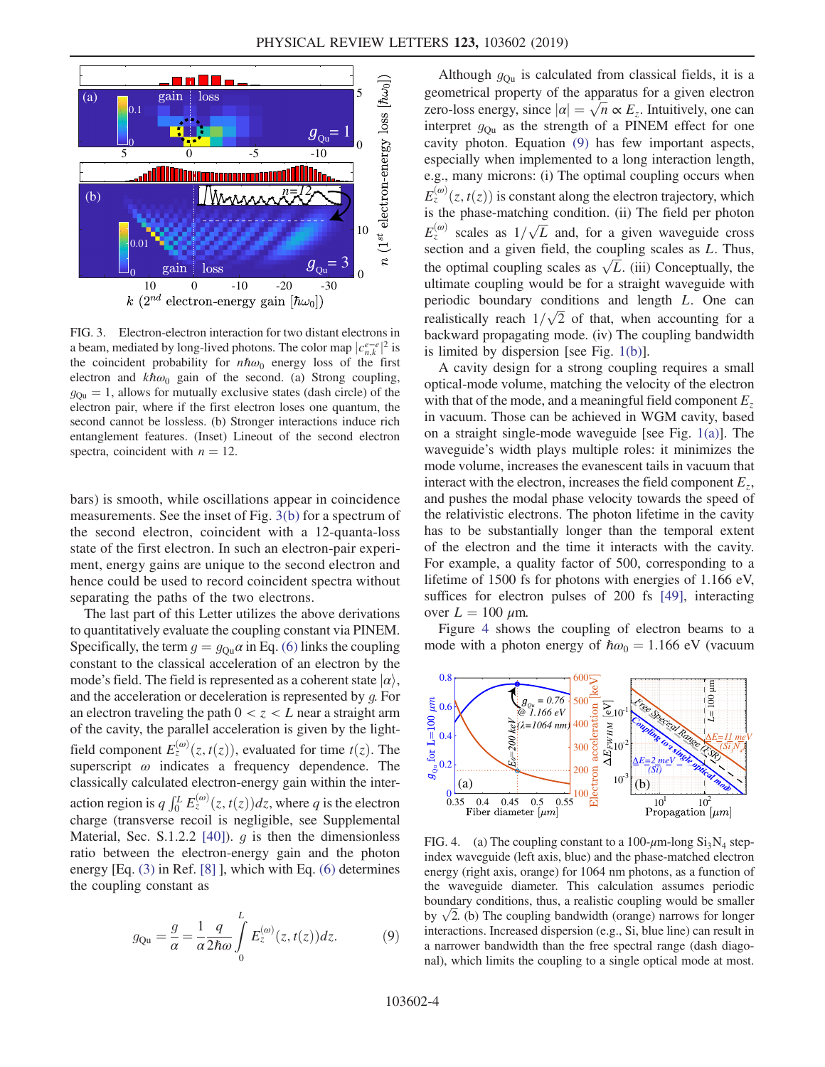FIG. 3. Electron-electron interaction for two distant electrons in a beam, mediated by long-lived photons. The color map $|c_{n,k}^{e-e}|^2$ is the coincident probability for $n\hbar\omega_0$ energy loss of the first electron and $k\hbar\omega_0$ gain of the second. (a) Strong coupling, $g_{\rm Qu} = 1$, allows for mutually exclusive states (dash circle) of the electron pair, where if the first electron loses one quantum, the second cannot be lossless. (b) Stronger interactions induce rich entanglement features. (Inset) Lineout of the second electron spectra, coincident with $n = 12$.

bars) is smooth, while oscillations appear in coincidence measurements. See the inset of Fig. 3(b) for a spectrum of the second electron, coincident with a 12-quanta-loss state of the first electron. In such an electron-pair experiment, energy gains are unique to the second electron and hence could be used to record coincident spectra without separating the paths of the two electrons.

The last part of this Letter utilizes the above derivations to quantitatively evaluate the coupling constant via PINEM. Specifically, the term $g = g_{\rm Qu}\alpha$ in Eq. (6) links the coupling constant to the classical acceleration of an electron by the mode's field. The field is represented as a coherent state $|\alpha\rangle$, and the acceleration or deceleration is represented by $g$. For an electron traveling the path $0 < z < L$ near a straight arm of the cavity, the parallel acceleration is given by the light-field component $E_z^{(\omega)}(z, t(z))$, evaluated for time $t(z)$. The superscript $\omega$ indicates a frequency dependence. The classically calculated electron-energy gain within the interaction region is $q \int_0^L E_z^{(\omega)}(z, t(z))dz$, where $q$ is the electron charge (transverse recoil is negligible, see Supplemental Material, Sec. S.1.2.2 [40]). $g$ is then the dimensionless ratio between the electron-energy gain and the photon energy [Eq. (3) in Ref. [8] ], which with Eq. (6) determines the coupling constant as

$$g_{\rm Qu} = \frac{g}{\alpha} = \frac{1}{\alpha}\frac{q}{2\hbar\omega}\int_0^L E_z^{(\omega)}(z, t(z))dz. \tag{9}$$

Although $g_{\rm Qu}$ is calculated from classical fields, it is a geometrical property of the apparatus for a given electron zero-loss energy, since $|\alpha| = \sqrt{n} \propto E_z$. Intuitively, one can interpret $g_{\rm Qu}$ as the strength of a PINEM effect for one cavity photon. Equation (9) has few important aspects, especially when implemented to a long interaction length, e.g., many microns: (i) The optimal coupling occurs when $E_z^{(\omega)}(z, t(z))$ is constant along the electron trajectory, which is the phase-matching condition. (ii) The field per photon $E_z^{(\omega)}$ scales as $1/\sqrt{L}$ and, for a given waveguide cross section and a given field, the coupling scales as $L$. Thus, the optimal coupling scales as $\sqrt{L}$. (iii) Conceptually, the ultimate coupling would be for a straight waveguide with periodic boundary conditions and length $L$. One can realistically reach $1/\sqrt{2}$ of that, when accounting for a backward propagating mode. (iv) The coupling bandwidth is limited by dispersion [see Fig. 1(b)].

A cavity design for a strong coupling requires a small optical-mode volume, matching the velocity of the electron with that of the mode, and a meaningful field component $E_z$ in vacuum. Those can be achieved in WGM cavity, based on a straight single-mode waveguide [see Fig. 1(a)]. The waveguide's width plays multiple roles: it minimizes the mode volume, increases the evanescent tails in vacuum that interact with the electron, increases the field component $E_z$, and pushes the modal phase velocity towards the speed of the relativistic electrons. The photon lifetime in the cavity has to be substantially longer than the temporal extent of the electron and the time it interacts with the cavity. For example, a quality factor of 500, corresponding to a lifetime of 1500 fs for photons with energies of 1.166 eV, suffices for electron pulses of 200 fs [49], interacting over $L = 100$ μm.

Figure 4 shows the coupling of electron beams to a mode with a photon energy of $\hbar\omega_0 = 1.166$ eV (vacuum

FIG. 4. (a) The coupling constant to a 100-μm-long $Si_3N_4$ step-index waveguide (left axis, blue) and the phase-matched electron energy (right axis, orange) for 1064 nm photons, as a function of the waveguide diameter. This calculation assumes periodic boundary conditions, thus, a realistic coupling would be smaller by $\sqrt{2}$. (b) The coupling bandwidth (orange) narrows for longer interactions. Increased dispersion (e.g., Si, blue line) can result in a narrower bandwidth than the free spectral range (dash diagonal), which limits the coupling to a single optical mode at most.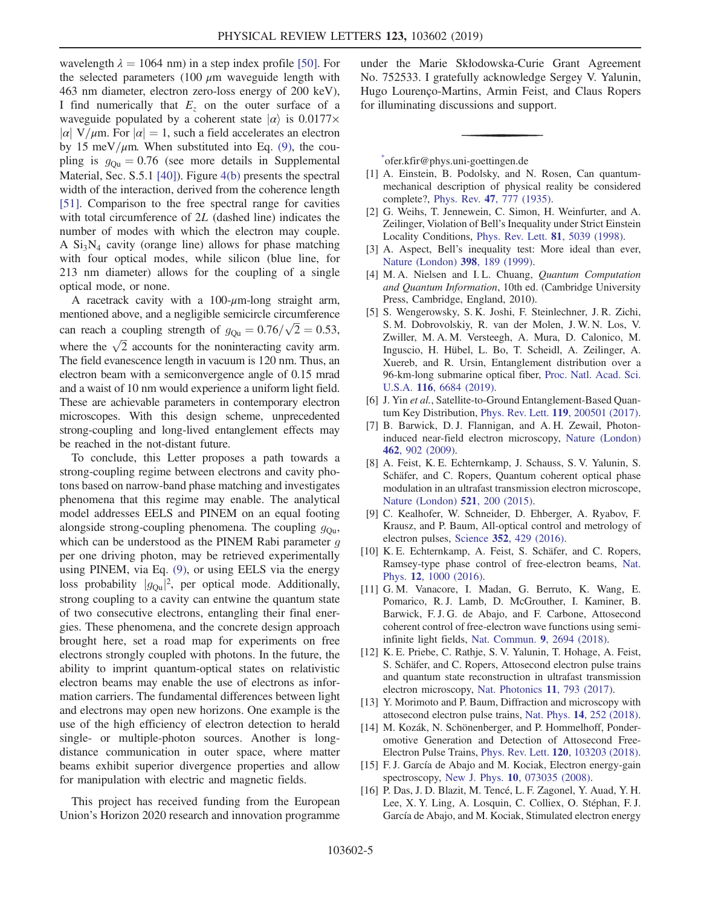wavelength $\lambda = 1064$ nm) in a step index profile [50]. For the selected parameters (100 $\mu$m waveguide length with 463 nm diameter, electron zero-loss energy of 200 keV), I find numerically that $E_z$ on the outer surface of a waveguide populated by a coherent state $|\alpha\rangle$ is $0.0177 \times |\alpha|$ V/$\mu$m. For $|\alpha| = 1$, such a field accelerates an electron by 15 meV/$\mu$m. When substituted into Eq. (9), the coupling is $g_{\mathrm{Qu}} = 0.76$ (see more details in Supplemental Material, Sec. S.5.1 [40]). Figure 4(b) presents the spectral width of the interaction, derived from the coherence length [51]. Comparison to the free spectral range for cavities with total circumference of $2L$ (dashed line) indicates the number of modes with which the electron may couple. A $Si_3N_4$ cavity (orange line) allows for phase matching with four optical modes, while silicon (blue line, for 213 nm diameter) allows for the coupling of a single optical mode, or none.

A racetrack cavity with a 100-$\mu$m-long straight arm, mentioned above, and a negligible semicircle circumference can reach a coupling strength of $g_{\mathrm{Qu}} = 0.76/\sqrt{2} = 0.53$, where the $\sqrt{2}$ accounts for the noninteracting cavity arm. The field evanescence length in vacuum is 120 nm. Thus, an electron beam with a semiconvergence angle of 0.15 mrad and a waist of 10 nm would experience a uniform light field. These are achievable parameters in contemporary electron microscopes. With this design scheme, unprecedented strong-coupling and long-lived entanglement effects may be reached in the not-distant future.

To conclude, this Letter proposes a path towards a strong-coupling regime between electrons and cavity photons based on narrow-band phase matching and investigates phenomena that this regime may enable. The analytical model addresses EELS and PINEM on an equal footing alongside strong-coupling phenomena. The coupling $g_{\mathrm{Qu}}$, which can be understood as the PINEM Rabi parameter $g$ per one driving photon, may be retrieved experimentally using PINEM, via Eq. (9), or using EELS via the energy loss probability $|g_{\mathrm{Qu}}|^2$, per optical mode. Additionally, strong coupling to a cavity can entwine the quantum state of two consecutive electrons, entangling their final energies. These phenomena, and the concrete design approach brought here, set a road map for experiments on free electrons strongly coupled with photons. In the future, the ability to imprint quantum-optical states on relativistic electron beams may enable the use of electrons as information carriers. The fundamental differences between light and electrons may open new horizons. One example is the use of the high efficiency of electron detection to herald single- or multiple-photon sources. Another is long-distance communication in outer space, where matter beams exhibit superior divergence properties and allow for manipulation with electric and magnetic fields.

This project has received funding from the European Union's Horizon 2020 research and innovation programme under the Marie Skłodowska-Curie Grant Agreement No. 752533. I gratefully acknowledge Sergey V. Yalunin, Hugo Lourenço-Martins, Armin Feist, and Claus Ropers for illuminating discussions and support.

---

[*] ofer.kfir@phys.uni-goettingen.de

[1] A. Einstein, B. Podolsky, and N. Rosen, Can quantum-mechanical description of physical reality be considered complete?, Phys. Rev. **47**, 777 (1935).

[2] G. Weihs, T. Jennewein, C. Simon, H. Weinfurter, and A. Zeilinger, Violation of Bell's Inequality under Strict Einstein Locality Conditions, Phys. Rev. Lett. **81**, 5039 (1998).

[3] A. Aspect, Bell's inequality test: More ideal than ever, Nature (London) **398**, 189 (1999).

[4] M. A. Nielsen and I. L. Chuang, *Quantum Computation and Quantum Information*, 10th ed. (Cambridge University Press, Cambridge, England, 2010).

[5] S. Wengerowsky, S. K. Joshi, F. Steinlechner, J. R. Zichi, S. M. Dobrovolskiy, R. van der Molen, J. W. N. Los, V. Zwiller, M. A. M. Versteegh, A. Mura, D. Calonico, M. Inguscio, H. Hübel, L. Bo, T. Scheidl, A. Zeilinger, A. Xuereb, and R. Ursin, Entanglement distribution over a 96-km-long submarine optical fiber, Proc. Natl. Acad. Sci. U.S.A. **116**, 6684 (2019).

[6] J. Yin *et al.*, Satellite-to-Ground Entanglement-Based Quantum Key Distribution, Phys. Rev. Lett. **119**, 200501 (2017).

[7] B. Barwick, D. J. Flannigan, and A. H. Zewail, Photon-induced near-field electron microscopy, Nature (London) **462**, 902 (2009).

[8] A. Feist, K. E. Echternkamp, J. Schauss, S. V. Yalunin, S. Schäfer, and C. Ropers, Quantum coherent optical phase modulation in an ultrafast transmission electron microscope, Nature (London) **521**, 200 (2015).

[9] C. Kealhofer, W. Schneider, D. Ehberger, A. Ryabov, F. Krausz, and P. Baum, All-optical control and metrology of electron pulses, Science **352**, 429 (2016).

[10] K. E. Echternkamp, A. Feist, S. Schäfer, and C. Ropers, Ramsey-type phase control of free-electron beams, Nat. Phys. **12**, 1000 (2016).

[11] G. M. Vanacore, I. Madan, G. Berruto, K. Wang, E. Pomarico, R. J. Lamb, D. McGrouther, I. Kaminer, B. Barwick, F. J. G. de Abajo, and F. Carbone, Attosecond coherent control of free-electron wave functions using semi-infinite light fields, Nat. Commun. **9**, 2694 (2018).

[12] K. E. Priebe, C. Rathje, S. V. Yalunin, T. Hohage, A. Feist, S. Schäfer, and C. Ropers, Attosecond electron pulse trains and quantum state reconstruction in ultrafast transmission electron microscopy, Nat. Photonics **11**, 793 (2017).

[13] Y. Morimoto and P. Baum, Diffraction and microscopy with attosecond electron pulse trains, Nat. Phys. **14**, 252 (2018).

[14] M. Kozák, N. Schönenberger, and P. Hommelhoff, Ponderomotive Generation and Detection of Attosecond Free-Electron Pulse Trains, Phys. Rev. Lett. **120**, 103203 (2018).

[15] F. J. García de Abajo and M. Kociak, Electron energy-gain spectroscopy, New J. Phys. **10**, 073035 (2008).

[16] P. Das, J. D. Blazit, M. Tencé, L. F. Zagonel, Y. Auad, Y. H. Lee, X. Y. Ling, A. Losquin, C. Colliex, O. Stéphan, F. J. García de Abajo, and M. Kociak, Stimulated electron energy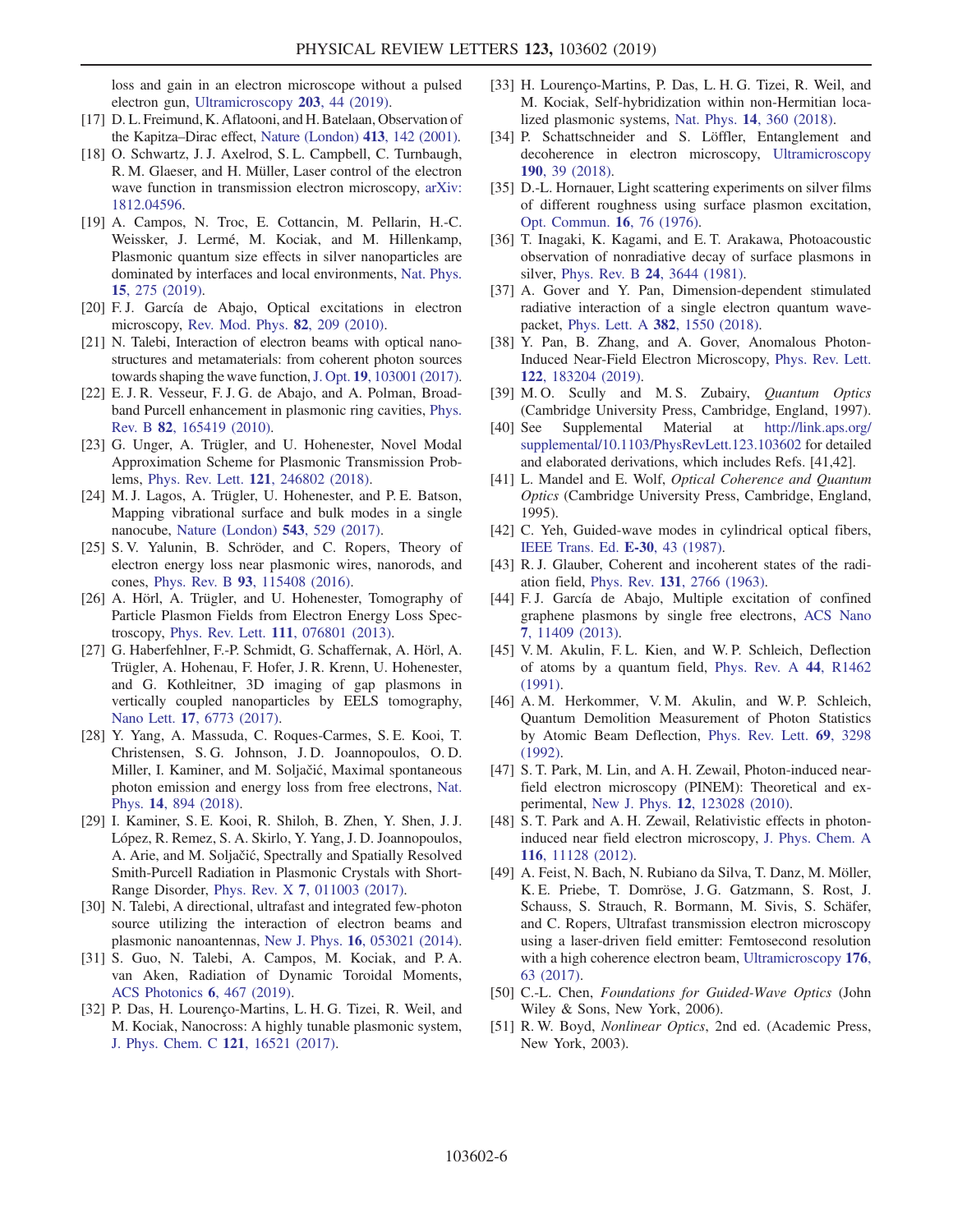loss and gain in an electron microscope without a pulsed electron gun, Ultramicroscopy **203**, 44 (2019).

[17] D. L. Freimund, K. Aflatooni, and H. Batelaan, Observation of the Kapitza–Dirac effect, Nature (London) **413**, 142 (2001).

[18] O. Schwartz, J. J. Axelrod, S. L. Campbell, C. Turnbaugh, R. M. Glaeser, and H. Müller, Laser control of the electron wave function in transmission electron microscopy, arXiv: 1812.04596.

[19] A. Campos, N. Troc, E. Cottancin, M. Pellarin, H.-C. Weissker, J. Lermé, M. Kociak, and M. Hillenkamp, Plasmonic quantum size effects in silver nanoparticles are dominated by interfaces and local environments, Nat. Phys. **15**, 275 (2019).

[20] F. J. García de Abajo, Optical excitations in electron microscopy, Rev. Mod. Phys. **82**, 209 (2010).

[21] N. Talebi, Interaction of electron beams with optical nanostructures and metamaterials: from coherent photon sources towards shaping the wave function, J. Opt. **19**, 103001 (2017).

[22] E. J. R. Vesseur, F. J. G. de Abajo, and A. Polman, Broadband Purcell enhancement in plasmonic ring cavities, Phys. Rev. B **82**, 165419 (2010).

[23] G. Unger, A. Trügler, and U. Hohenester, Novel Modal Approximation Scheme for Plasmonic Transmission Problems, Phys. Rev. Lett. **121**, 246802 (2018).

[24] M. J. Lagos, A. Trügler, U. Hohenester, and P. E. Batson, Mapping vibrational surface and bulk modes in a single nanocube, Nature (London) **543**, 529 (2017).

[25] S. V. Yalunin, B. Schröder, and C. Ropers, Theory of electron energy loss near plasmonic wires, nanorods, and cones, Phys. Rev. B **93**, 115408 (2016).

[26] A. Hörl, A. Trügler, and U. Hohenester, Tomography of Particle Plasmon Fields from Electron Energy Loss Spectroscopy, Phys. Rev. Lett. **111**, 076801 (2013).

[27] G. Haberfehlner, F.-P. Schmidt, G. Schaffernak, A. Hörl, A. Trügler, A. Hohenau, F. Hofer, J. R. Krenn, U. Hohenester, and G. Kothleitner, 3D imaging of gap plasmons in vertically coupled nanoparticles by EELS tomography, Nano Lett. **17**, 6773 (2017).

[28] Y. Yang, A. Massuda, C. Roques-Carmes, S. E. Kooi, T. Christensen, S. G. Johnson, J. D. Joannopoulos, O. D. Miller, I. Kaminer, and M. Soljačić, Maximal spontaneous photon emission and energy loss from free electrons, Nat. Phys. **14**, 894 (2018).

[29] I. Kaminer, S. E. Kooi, R. Shiloh, B. Zhen, Y. Shen, J. J. López, R. Remez, S. A. Skirlo, Y. Yang, J. D. Joannopoulos, A. Arie, and M. Soljačić, Spectrally and Spatially Resolved Smith-Purcell Radiation in Plasmonic Crystals with Short-Range Disorder, Phys. Rev. X **7**, 011003 (2017).

[30] N. Talebi, A directional, ultrafast and integrated few-photon source utilizing the interaction of electron beams and plasmonic nanoantennas, New J. Phys. **16**, 053021 (2014).

[31] S. Guo, N. Talebi, A. Campos, M. Kociak, and P. A. van Aken, Radiation of Dynamic Toroidal Moments, ACS Photonics **6**, 467 (2019).

[32] P. Das, H. Lourenço-Martins, L. H. G. Tizei, R. Weil, and M. Kociak, Nanocross: A highly tunable plasmonic system, J. Phys. Chem. C **121**, 16521 (2017).

[33] H. Lourenço-Martins, P. Das, L. H. G. Tizei, R. Weil, and M. Kociak, Self-hybridization within non-Hermitian localized plasmonic systems, Nat. Phys. **14**, 360 (2018).

[34] P. Schattschneider and S. Löffler, Entanglement and decoherence in electron microscopy, Ultramicroscopy **190**, 39 (2018).

[35] D.-L. Hornauer, Light scattering experiments on silver films of different roughness using surface plasmon excitation, Opt. Commun. **16**, 76 (1976).

[36] T. Inagaki, K. Kagami, and E. T. Arakawa, Photoacoustic observation of nonradiative decay of surface plasmons in silver, Phys. Rev. B **24**, 3644 (1981).

[37] A. Gover and Y. Pan, Dimension-dependent stimulated radiative interaction of a single electron quantum wavepacket, Phys. Lett. A **382**, 1550 (2018).

[38] Y. Pan, B. Zhang, and A. Gover, Anomalous Photon-Induced Near-Field Electron Microscopy, Phys. Rev. Lett. **122**, 183204 (2019).

[39] M. O. Scully and M. S. Zubairy, *Quantum Optics* (Cambridge University Press, Cambridge, England, 1997).

[40] See Supplemental Material at http://link.aps.org/supplemental/10.1103/PhysRevLett.123.103602 for detailed and elaborated derivations, which includes Refs. [41,42].

[41] L. Mandel and E. Wolf, *Optical Coherence and Quantum Optics* (Cambridge University Press, Cambridge, England, 1995).

[42] C. Yeh, Guided-wave modes in cylindrical optical fibers, IEEE Trans. Ed. **E-30**, 43 (1987).

[43] R. J. Glauber, Coherent and incoherent states of the radiation field, Phys. Rev. **131**, 2766 (1963).

[44] F. J. García de Abajo, Multiple excitation of confined graphene plasmons by single free electrons, ACS Nano **7**, 11409 (2013).

[45] V. M. Akulin, F. L. Kien, and W. P. Schleich, Deflection of atoms by a quantum field, Phys. Rev. A **44**, R1462 (1991).

[46] A. M. Herkommer, V. M. Akulin, and W. P. Schleich, Quantum Demolition Measurement of Photon Statistics by Atomic Beam Deflection, Phys. Rev. Lett. **69**, 3298 (1992).

[47] S. T. Park, M. Lin, and A. H. Zewail, Photon-induced near-field electron microscopy (PINEM): Theoretical and experimental, New J. Phys. **12**, 123028 (2010).

[48] S. T. Park and A. H. Zewail, Relativistic effects in photon-induced near field electron microscopy, J. Phys. Chem. A **116**, 11128 (2012).

[49] A. Feist, N. Bach, N. Rubiano da Silva, T. Danz, M. Möller, K. E. Priebe, T. Domröse, J. G. Gatzmann, S. Rost, J. Schauss, S. Strauch, R. Bormann, M. Sivis, S. Schäfer, and C. Ropers, Ultrafast transmission electron microscopy using a laser-driven field emitter: Femtosecond resolution with a high coherence electron beam, Ultramicroscopy **176**, 63 (2017).

[50] C.-L. Chen, *Foundations for Guided-Wave Optics* (John Wiley & Sons, New York, 2006).

[51] R. W. Boyd, *Nonlinear Optics*, 2nd ed. (Academic Press, New York, 2003).